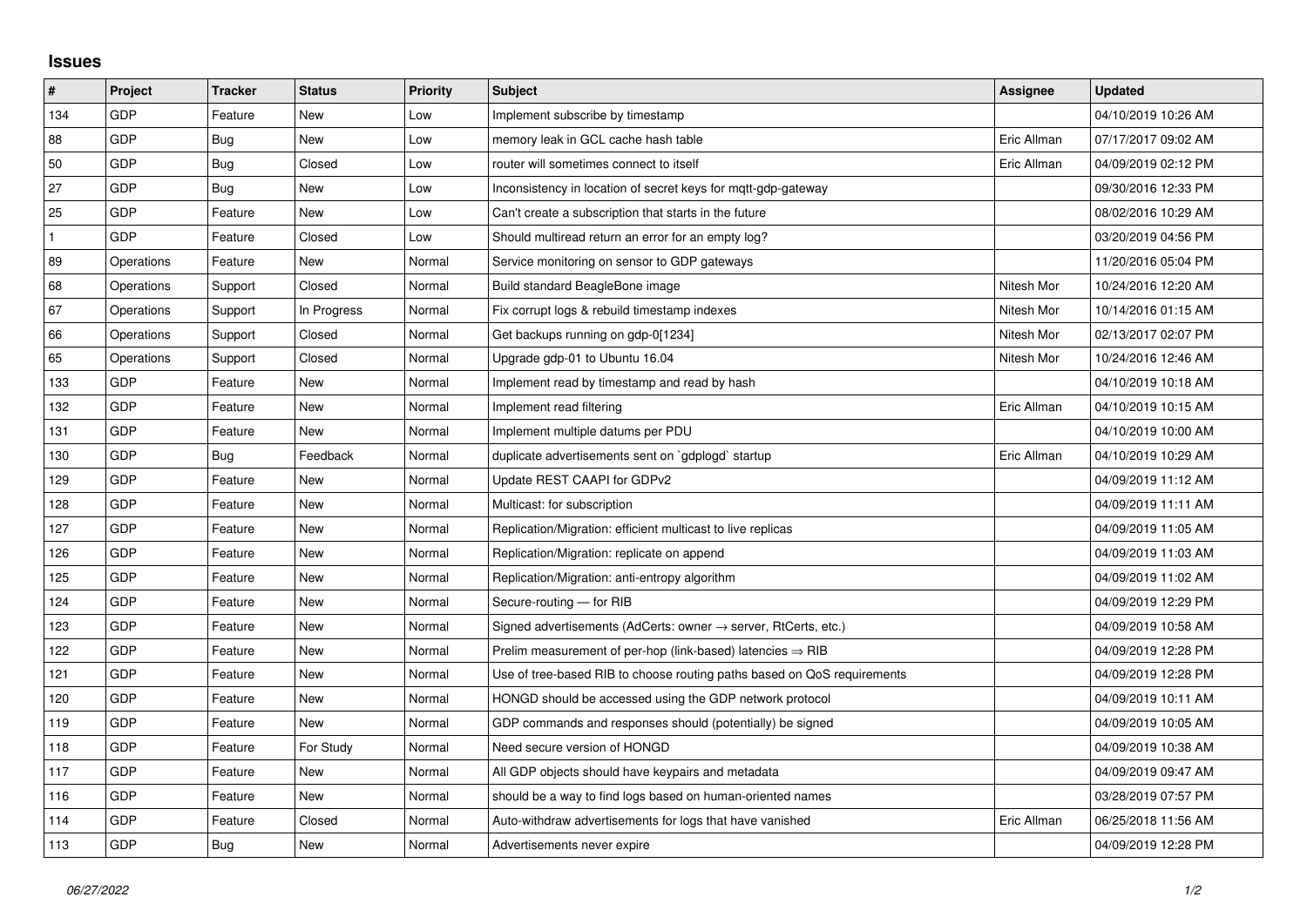## Issues

| # | Project | Tracker | Status | Priority | Subject | Assignee | Updated |
|---|---|---|---|---|---|---|---|
| 134 | GDP | Feature | New | Low | Implement subscribe by timestamp | | 04/10/2019 10:26 AM |
| 88 | GDP | Bug | New | Low | memory leak in GCL cache hash table | Eric Allman | 07/17/2017 09:02 AM |
| 50 | GDP | Bug | Closed | Low | router will sometimes connect to itself | Eric Allman | 04/09/2019 02:12 PM |
| 27 | GDP | Bug | New | Low | Inconsistency in location of secret keys for mqtt-gdp-gateway | | 09/30/2016 12:33 PM |
| 25 | GDP | Feature | New | Low | Can't create a subscription that starts in the future | | 08/02/2016 10:29 AM |
| 1 | GDP | Feature | Closed | Low | Should multiread return an error for an empty log? | | 03/20/2019 04:56 PM |
| 89 | Operations | Feature | New | Normal | Service monitoring on sensor to GDP gateways | | 11/20/2016 05:04 PM |
| 68 | Operations | Support | Closed | Normal | Build standard BeagleBone image | Nitesh Mor | 10/24/2016 12:20 AM |
| 67 | Operations | Support | In Progress | Normal | Fix corrupt logs & rebuild timestamp indexes | Nitesh Mor | 10/14/2016 01:15 AM |
| 66 | Operations | Support | Closed | Normal | Get backups running on gdp-0[1234] | Nitesh Mor | 02/13/2017 02:07 PM |
| 65 | Operations | Support | Closed | Normal | Upgrade gdp-01 to Ubuntu 16.04 | Nitesh Mor | 10/24/2016 12:46 AM |
| 133 | GDP | Feature | New | Normal | Implement read by timestamp and read by hash | | 04/10/2019 10:18 AM |
| 132 | GDP | Feature | New | Normal | Implement read filtering | Eric Allman | 04/10/2019 10:15 AM |
| 131 | GDP | Feature | New | Normal | Implement multiple datums per PDU | | 04/10/2019 10:00 AM |
| 130 | GDP | Bug | Feedback | Normal | duplicate advertisements sent on `gdplogd` startup | Eric Allman | 04/10/2019 10:29 AM |
| 129 | GDP | Feature | New | Normal | Update REST CAAPI for GDPv2 | | 04/09/2019 11:12 AM |
| 128 | GDP | Feature | New | Normal | Multicast: for subscription | | 04/09/2019 11:11 AM |
| 127 | GDP | Feature | New | Normal | Replication/Migration: efficient multicast to live replicas | | 04/09/2019 11:05 AM |
| 126 | GDP | Feature | New | Normal | Replication/Migration: replicate on append | | 04/09/2019 11:03 AM |
| 125 | GDP | Feature | New | Normal | Replication/Migration: anti-entropy algorithm | | 04/09/2019 11:02 AM |
| 124 | GDP | Feature | New | Normal | Secure-routing — for RIB | | 04/09/2019 12:29 PM |
| 123 | GDP | Feature | New | Normal | Signed advertisements (AdCerts: owner → server, RtCerts, etc.) | | 04/09/2019 10:58 AM |
| 122 | GDP | Feature | New | Normal | Prelim measurement of per-hop (link-based) latencies ⇒ RIB | | 04/09/2019 12:28 PM |
| 121 | GDP | Feature | New | Normal | Use of tree-based RIB to choose routing paths based on QoS requirements | | 04/09/2019 12:28 PM |
| 120 | GDP | Feature | New | Normal | HONGD should be accessed using the GDP network protocol | | 04/09/2019 10:11 AM |
| 119 | GDP | Feature | New | Normal | GDP commands and responses should (potentially) be signed | | 04/09/2019 10:05 AM |
| 118 | GDP | Feature | For Study | Normal | Need secure version of HONGD | | 04/09/2019 10:38 AM |
| 117 | GDP | Feature | New | Normal | All GDP objects should have keypairs and metadata | | 04/09/2019 09:47 AM |
| 116 | GDP | Feature | New | Normal | should be a way to find logs based on human-oriented names | | 03/28/2019 07:57 PM |
| 114 | GDP | Feature | Closed | Normal | Auto-withdraw advertisements for logs that have vanished | Eric Allman | 06/25/2018 11:56 AM |
| 113 | GDP | Bug | New | Normal | Advertisements never expire | | 04/09/2019 12:28 PM |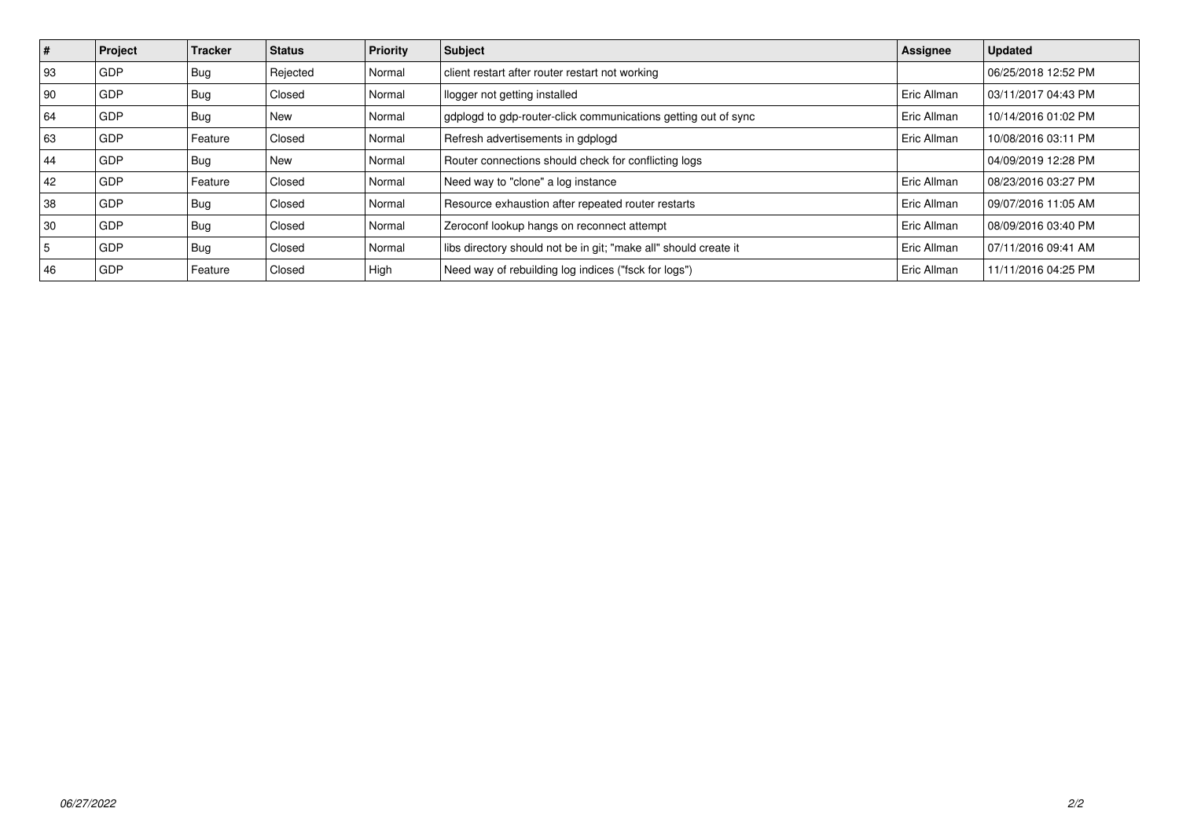| # | Project | Tracker | Status | Priority | Subject | Assignee | Updated |
|---|---|---|---|---|---|---|---|
| 93 | GDP | Bug | Rejected | Normal | client restart after router restart not working | | 06/25/2018 12:52 PM |
| 90 | GDP | Bug | Closed | Normal | llogger not getting installed | Eric Allman | 03/11/2017 04:43 PM |
| 64 | GDP | Bug | New | Normal | gdplogd to gdp-router-click communications getting out of sync | Eric Allman | 10/14/2016 01:02 PM |
| 63 | GDP | Feature | Closed | Normal | Refresh advertisements in gdplogd | Eric Allman | 10/08/2016 03:11 PM |
| 44 | GDP | Bug | New | Normal | Router connections should check for conflicting logs | | 04/09/2019 12:28 PM |
| 42 | GDP | Feature | Closed | Normal | Need way to "clone" a log instance | Eric Allman | 08/23/2016 03:27 PM |
| 38 | GDP | Bug | Closed | Normal | Resource exhaustion after repeated router restarts | Eric Allman | 09/07/2016 11:05 AM |
| 30 | GDP | Bug | Closed | Normal | Zeroconf lookup hangs on reconnect attempt | Eric Allman | 08/09/2016 03:40 PM |
| 5 | GDP | Bug | Closed | Normal | libs directory should not be in git; "make all" should create it | Eric Allman | 07/11/2016 09:41 AM |
| 46 | GDP | Feature | Closed | High | Need way of rebuilding log indices ("fsck for logs") | Eric Allman | 11/11/2016 04:25 PM |